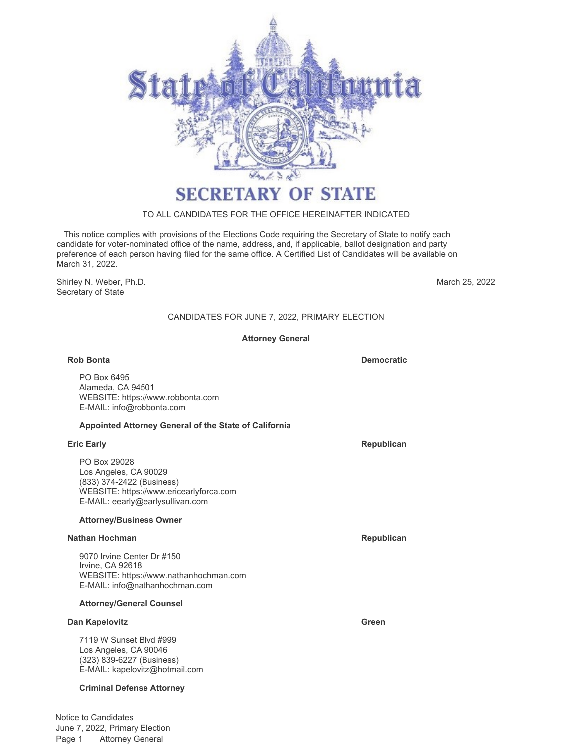# State of California

## SECRETARY OF STATE

TO ALL CANDIDATES FOR THE OFFICE HEREINAFTER INDICATED

This notice complies with provisions of the Elections Code requiring the Secretary of State to notify each candidate for voter-nominated office of the name, address, and, if applicable, ballot designation and party preference of each person having filed for the same office. A Certified List of Candidates will be available on March 31, 2022.

Shirley N. Weber, Ph.D.
Secretary of State

March 25, 2022

CANDIDATES FOR JUNE 7, 2022, PRIMARY ELECTION

### Attorney General

**Rob Bonta** — **Democratic**

PO Box 6495
Alameda, CA 94501
WEBSITE: https://www.robbonta.com
E-MAIL: info@robbonta.com

**Appointed Attorney General of the State of California**

**Eric Early** — **Republican**

PO Box 29028
Los Angeles, CA 90029
(833) 374-2422 (Business)
WEBSITE: https://www.ericearlyforca.com
E-MAIL: eearly@earlysullivan.com

**Attorney/Business Owner**

**Nathan Hochman** — **Republican**

9070 Irvine Center Dr #150
Irvine, CA 92618
WEBSITE: https://www.nathanhochman.com
E-MAIL: info@nathanhochman.com

**Attorney/General Counsel**

**Dan Kapelovitz** — **Green**

7119 W Sunset Blvd #999
Los Angeles, CA 90046
(323) 839-6227 (Business)
E-MAIL: kapelovitz@hotmail.com

**Criminal Defense Attorney**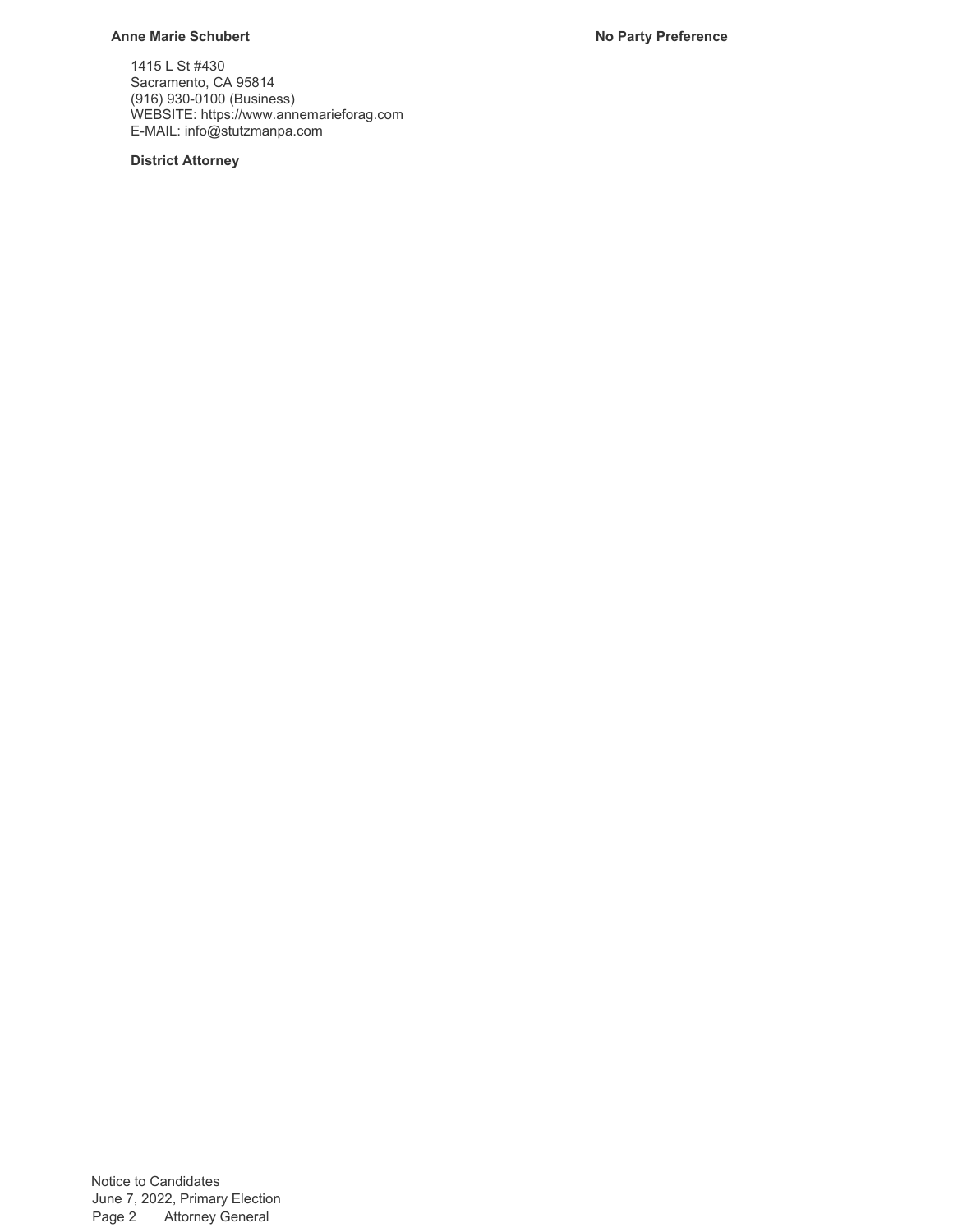**Anne Marie Schubert** **No Party Preference**

1415 L St #430
Sacramento, CA 95814
(916) 930-0100 (Business)
WEBSITE: https://www.annemarieforag.com
E-MAIL: info@stutzmanpa.com

**District Attorney**